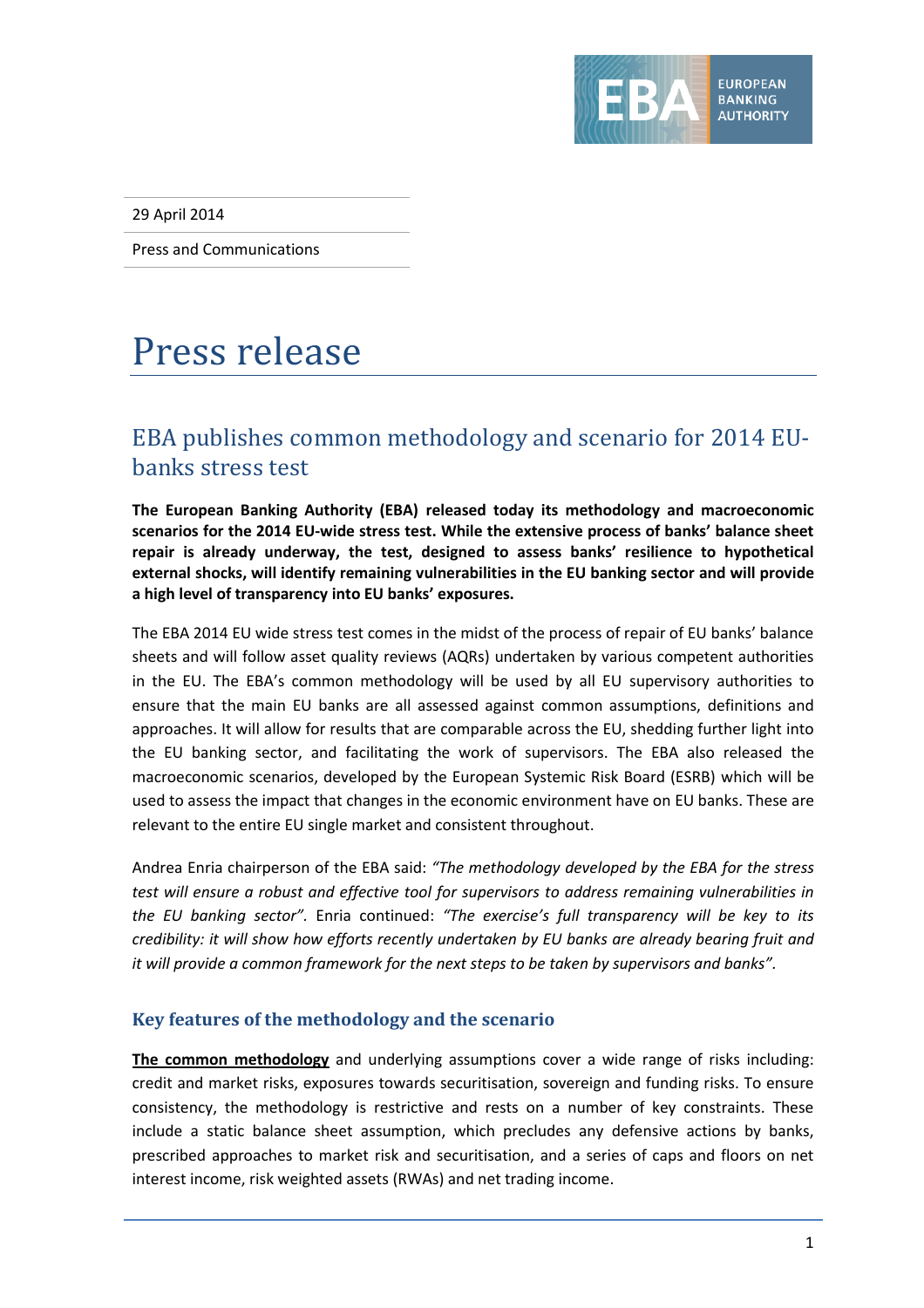29 April 2014

Press and Communications

# Press release

## EBA publishes common methodology and scenario for 2014 EU-banks stress test

**The European Banking Authority (EBA) released today its methodology and macroeconomic scenarios for the 2014 EU-wide stress test. While the extensive process of banks' balance sheet repair is already underway, the test, designed to assess banks' resilience to hypothetical external shocks, will identify remaining vulnerabilities in the EU banking sector and will provide a high level of transparency into EU banks' exposures.**

The EBA 2014 EU wide stress test comes in the midst of the process of repair of EU banks' balance sheets and will follow asset quality reviews (AQRs) undertaken by various competent authorities in the EU. The EBA's common methodology will be used by all EU supervisory authorities to ensure that the main EU banks are all assessed against common assumptions, definitions and approaches. It will allow for results that are comparable across the EU, shedding further light into the EU banking sector, and facilitating the work of supervisors. The EBA also released the macroeconomic scenarios, developed by the European Systemic Risk Board (ESRB) which will be used to assess the impact that changes in the economic environment have on EU banks. These are relevant to the entire EU single market and consistent throughout.

Andrea Enria chairperson of the EBA said: *"The methodology developed by the EBA for the stress test will ensure a robust and effective tool for supervisors to address remaining vulnerabilities in the EU banking sector".* Enria continued: *"The exercise's full transparency will be key to its credibility: it will show how efforts recently undertaken by EU banks are already bearing fruit and it will provide a common framework for the next steps to be taken by supervisors and banks".*

### Key features of the methodology and the scenario

**The common methodology** and underlying assumptions cover a wide range of risks including: credit and market risks, exposures towards securitisation, sovereign and funding risks. To ensure consistency, the methodology is restrictive and rests on a number of key constraints. These include a static balance sheet assumption, which precludes any defensive actions by banks, prescribed approaches to market risk and securitisation, and a series of caps and floors on net interest income, risk weighted assets (RWAs) and net trading income.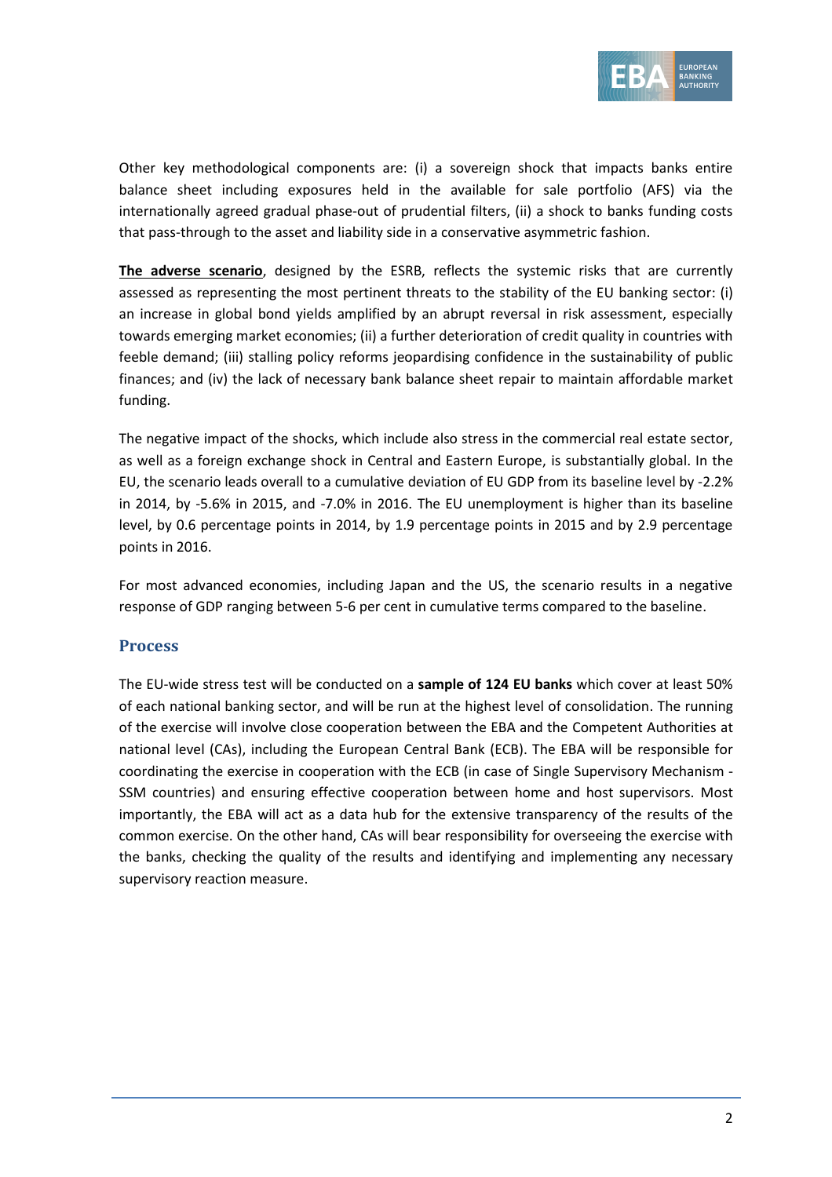Other key methodological components are: (i) a sovereign shock that impacts banks entire balance sheet including exposures held in the available for sale portfolio (AFS) via the internationally agreed gradual phase-out of prudential filters, (ii) a shock to banks funding costs that pass-through to the asset and liability side in a conservative asymmetric fashion.

**The adverse scenario**, designed by the ESRB, reflects the systemic risks that are currently assessed as representing the most pertinent threats to the stability of the EU banking sector: (i) an increase in global bond yields amplified by an abrupt reversal in risk assessment, especially towards emerging market economies; (ii) a further deterioration of credit quality in countries with feeble demand; (iii) stalling policy reforms jeopardising confidence in the sustainability of public finances; and (iv) the lack of necessary bank balance sheet repair to maintain affordable market funding.

The negative impact of the shocks, which include also stress in the commercial real estate sector, as well as a foreign exchange shock in Central and Eastern Europe, is substantially global. In the EU, the scenario leads overall to a cumulative deviation of EU GDP from its baseline level by -2.2% in 2014, by -5.6% in 2015, and -7.0% in 2016. The EU unemployment is higher than its baseline level, by 0.6 percentage points in 2014, by 1.9 percentage points in 2015 and by 2.9 percentage points in 2016.

For most advanced economies, including Japan and the US, the scenario results in a negative response of GDP ranging between 5-6 per cent in cumulative terms compared to the baseline.

## Process

The EU-wide stress test will be conducted on a **sample of 124 EU banks** which cover at least 50% of each national banking sector, and will be run at the highest level of consolidation. The running of the exercise will involve close cooperation between the EBA and the Competent Authorities at national level (CAs), including the European Central Bank (ECB). The EBA will be responsible for coordinating the exercise in cooperation with the ECB (in case of Single Supervisory Mechanism - SSM countries) and ensuring effective cooperation between home and host supervisors. Most importantly, the EBA will act as a data hub for the extensive transparency of the results of the common exercise. On the other hand, CAs will bear responsibility for overseeing the exercise with the banks, checking the quality of the results and identifying and implementing any necessary supervisory reaction measure.